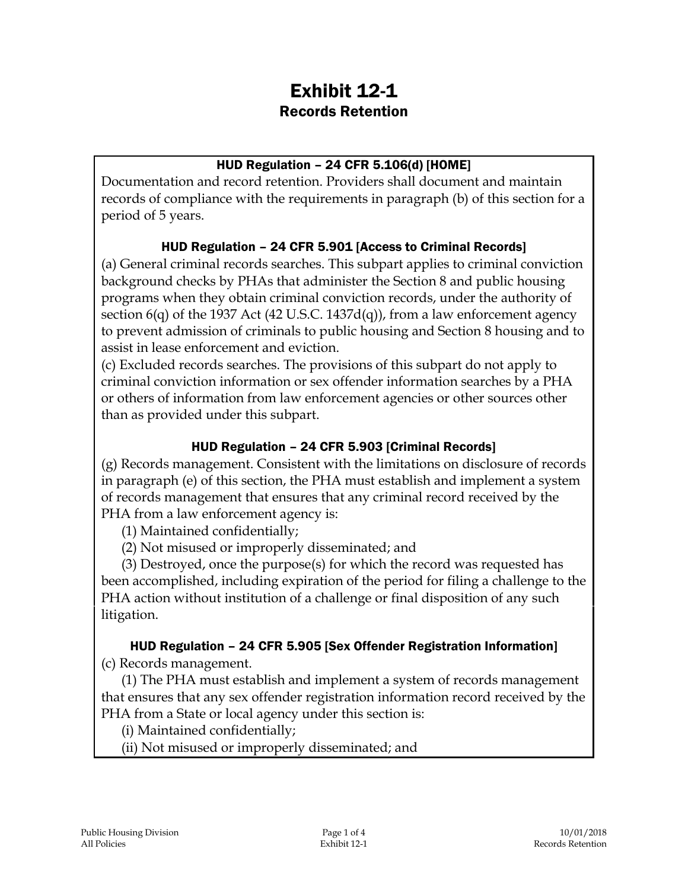# Exhibit 12-1

## Records Retention

### HUD Regulation – 24 CFR 5.106(d) [HOME]

Documentation and record retention. Providers shall document and maintain records of compliance with the requirements in paragraph (b) of this section for a period of 5 years.

### HUD Regulation – 24 CFR 5.901 [Access to Criminal Records]

(a) General criminal records searches. This subpart applies to criminal conviction background checks by PHAs that administer the Section 8 and public housing programs when they obtain criminal conviction records, under the authority of section 6(q) of the 1937 Act (42 U.S.C. 1437d(q)), from a law enforcement agency to prevent admission of criminals to public housing and Section 8 housing and to assist in lease enforcement and eviction.

(c) Excluded records searches. The provisions of this subpart do not apply to criminal conviction information or sex offender information searches by a PHA or others of information from law enforcement agencies or other sources other than as provided under this subpart.

### HUD Regulation – 24 CFR 5.903 [Criminal Records]

(g) Records management. Consistent with the limitations on disclosure of records in paragraph (e) of this section, the PHA must establish and implement a system of records management that ensures that any criminal record received by the PHA from a law enforcement agency is:

(1) Maintained confidentially;

(2) Not misused or improperly disseminated; and

(3) Destroyed, once the purpose(s) for which the record was requested has been accomplished, including expiration of the period for filing a challenge to the PHA action without institution of a challenge or final disposition of any such litigation.

### HUD Regulation – 24 CFR 5.905 [Sex Offender Registration Information]

(c) Records management.

(1) The PHA must establish and implement a system of records management that ensures that any sex offender registration information record received by the PHA from a State or local agency under this section is:

(i) Maintained confidentially;

(ii) Not misused or improperly disseminated; and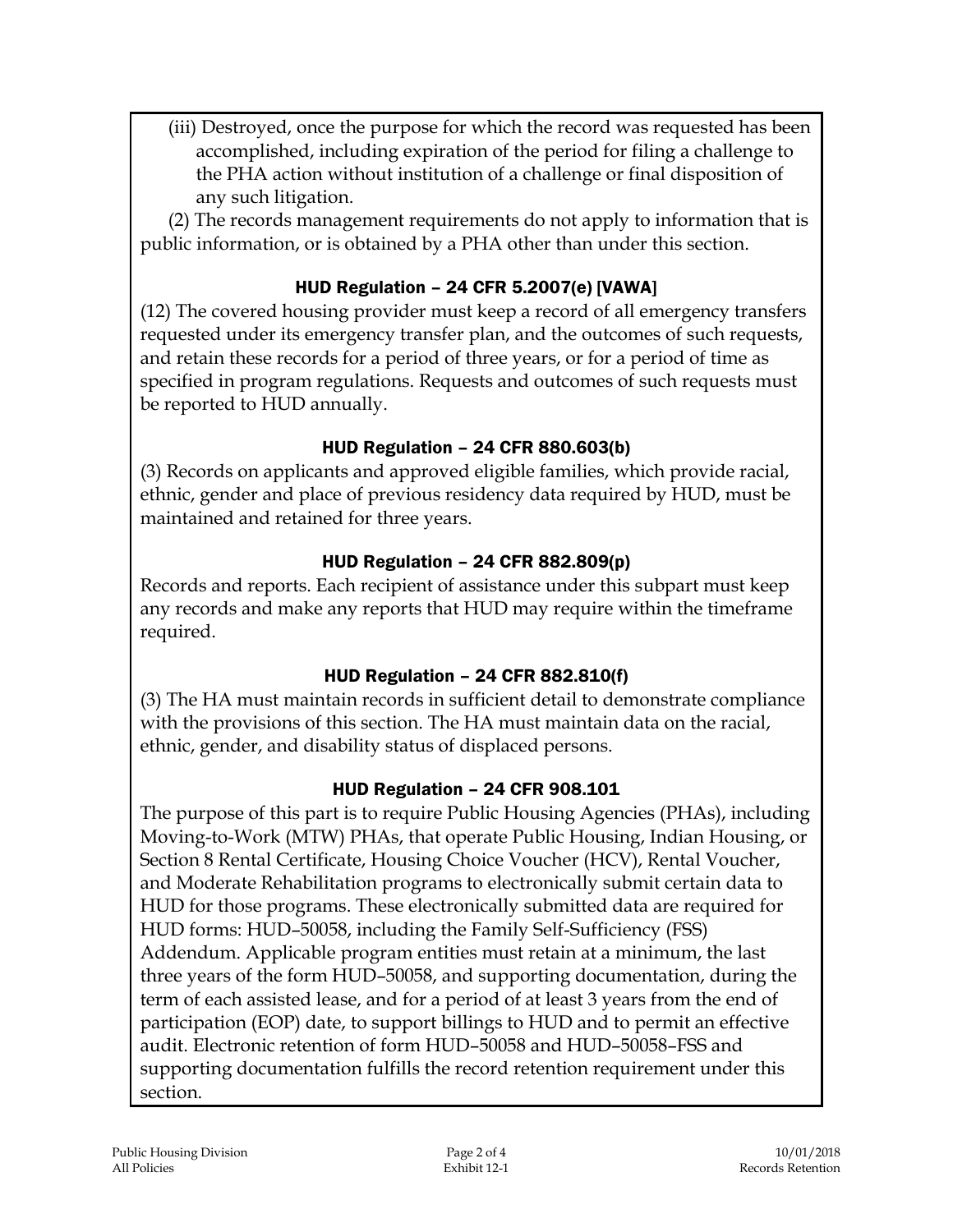(iii) Destroyed, once the purpose for which the record was requested has been accomplished, including expiration of the period for filing a challenge to the PHA action without institution of a challenge or final disposition of any such litigation.

(2) The records management requirements do not apply to information that is public information, or is obtained by a PHA other than under this section.

### HUD Regulation – 24 CFR 5.2007(e) [VAWA]

(12) The covered housing provider must keep a record of all emergency transfers requested under its emergency transfer plan, and the outcomes of such requests, and retain these records for a period of three years, or for a period of time as specified in program regulations. Requests and outcomes of such requests must be reported to HUD annually.

### HUD Regulation – 24 CFR 880.603(b)

(3) Records on applicants and approved eligible families, which provide racial, ethnic, gender and place of previous residency data required by HUD, must be maintained and retained for three years.

### HUD Regulation – 24 CFR 882.809(p)

Records and reports. Each recipient of assistance under this subpart must keep any records and make any reports that HUD may require within the timeframe required.

### HUD Regulation – 24 CFR 882.810(f)

(3) The HA must maintain records in sufficient detail to demonstrate compliance with the provisions of this section. The HA must maintain data on the racial, ethnic, gender, and disability status of displaced persons.

### HUD Regulation – 24 CFR 908.101

The purpose of this part is to require Public Housing Agencies (PHAs), including Moving-to-Work (MTW) PHAs, that operate Public Housing, Indian Housing, or Section 8 Rental Certificate, Housing Choice Voucher (HCV), Rental Voucher, and Moderate Rehabilitation programs to electronically submit certain data to HUD for those programs. These electronically submitted data are required for HUD forms: HUD–50058, including the Family Self-Sufficiency (FSS) Addendum. Applicable program entities must retain at a minimum, the last three years of the form HUD–50058, and supporting documentation, during the term of each assisted lease, and for a period of at least 3 years from the end of participation (EOP) date, to support billings to HUD and to permit an effective audit. Electronic retention of form HUD–50058 and HUD–50058–FSS and supporting documentation fulfills the record retention requirement under this section.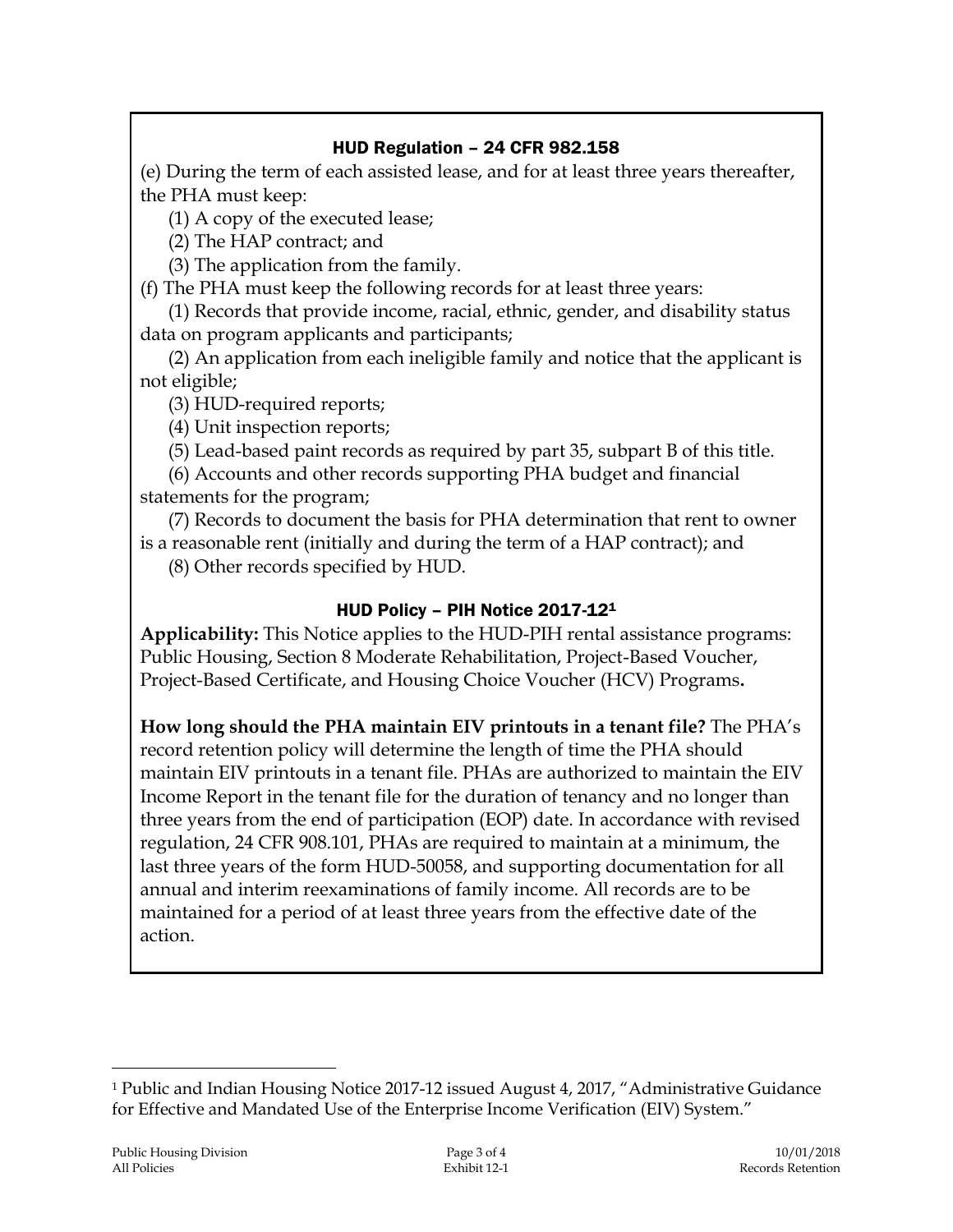### HUD Regulation – 24 CFR 982.158

(e) During the term of each assisted lease, and for at least three years thereafter, the PHA must keep:

(1) A copy of the executed lease;

(2) The HAP contract; and

(3) The application from the family.

(f) The PHA must keep the following records for at least three years:

(1) Records that provide income, racial, ethnic, gender, and disability status data on program applicants and participants;

(2) An application from each ineligible family and notice that the applicant is not eligible;

(3) HUD-required reports;

(4) Unit inspection reports;

(5) Lead-based paint records as required by part 35, subpart B of this title.

(6) Accounts and other records supporting PHA budget and financial statements for the program;

(7) Records to document the basis for PHA determination that rent to owner is a reasonable rent (initially and during the term of a HAP contract); and

(8) Other records specified by HUD.

### HUD Policy – PIH Notice 2017-12[1]

**Applicability:** This Notice applies to the HUD-PIH rental assistance programs: Public Housing, Section 8 Moderate Rehabilitation, Project-Based Voucher, Project-Based Certificate, and Housing Choice Voucher (HCV) Programs**.**

**How long should the PHA maintain EIV printouts in a tenant file?** The PHA's record retention policy will determine the length of time the PHA should maintain EIV printouts in a tenant file. PHAs are authorized to maintain the EIV Income Report in the tenant file for the duration of tenancy and no longer than three years from the end of participation (EOP) date. In accordance with revised regulation, 24 CFR 908.101, PHAs are required to maintain at a minimum, the last three years of the form HUD-50058, and supporting documentation for all annual and interim reexaminations of family income. All records are to be maintained for a period of at least three years from the effective date of the action.

---

[1] Public and Indian Housing Notice 2017-12 issued August 4, 2017, "Administrative Guidance for Effective and Mandated Use of the Enterprise Income Verification (EIV) System."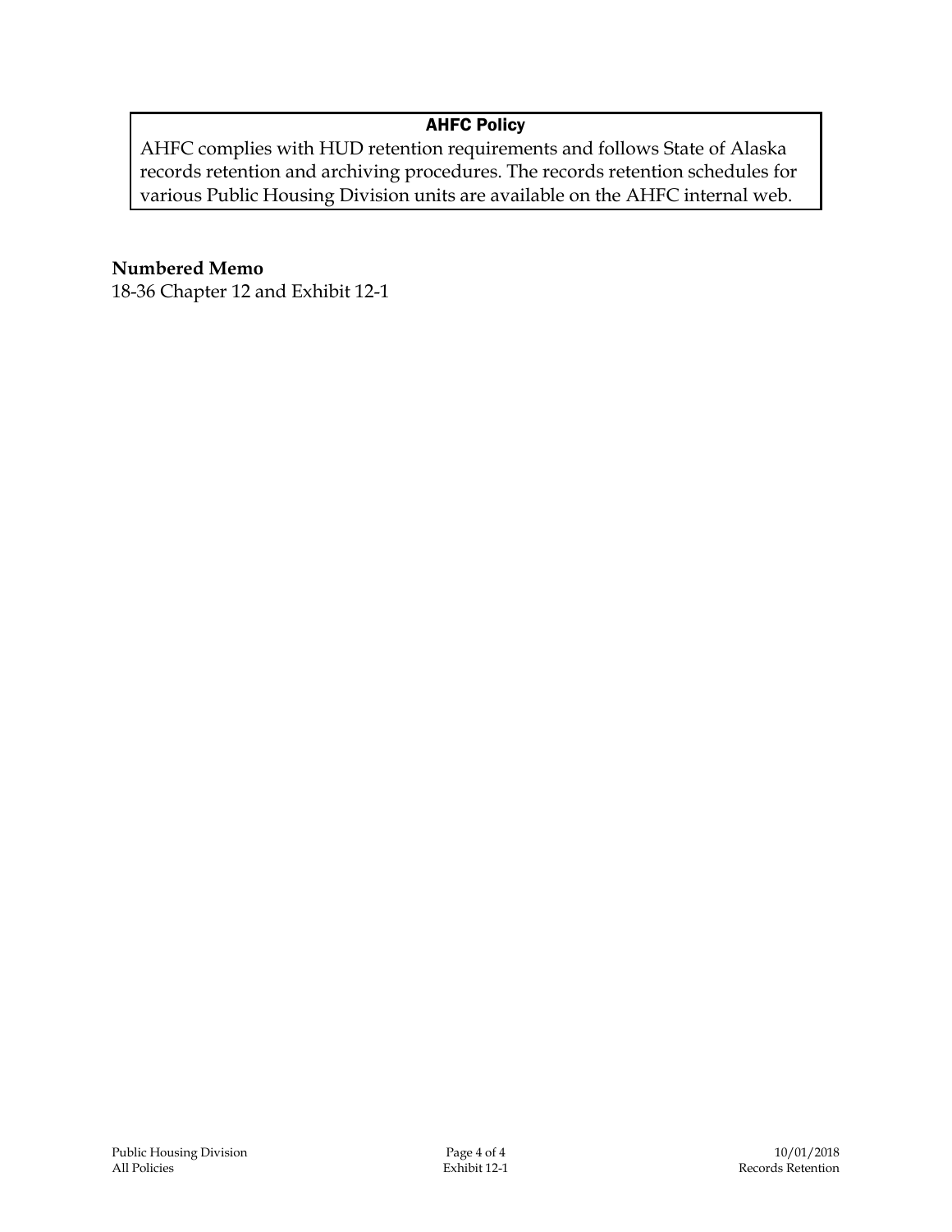**AHFC Policy**

AHFC complies with HUD retention requirements and follows State of Alaska records retention and archiving procedures. The records retention schedules for various Public Housing Division units are available on the AHFC internal web.

**Numbered Memo**

18-36 Chapter 12 and Exhibit 12-1